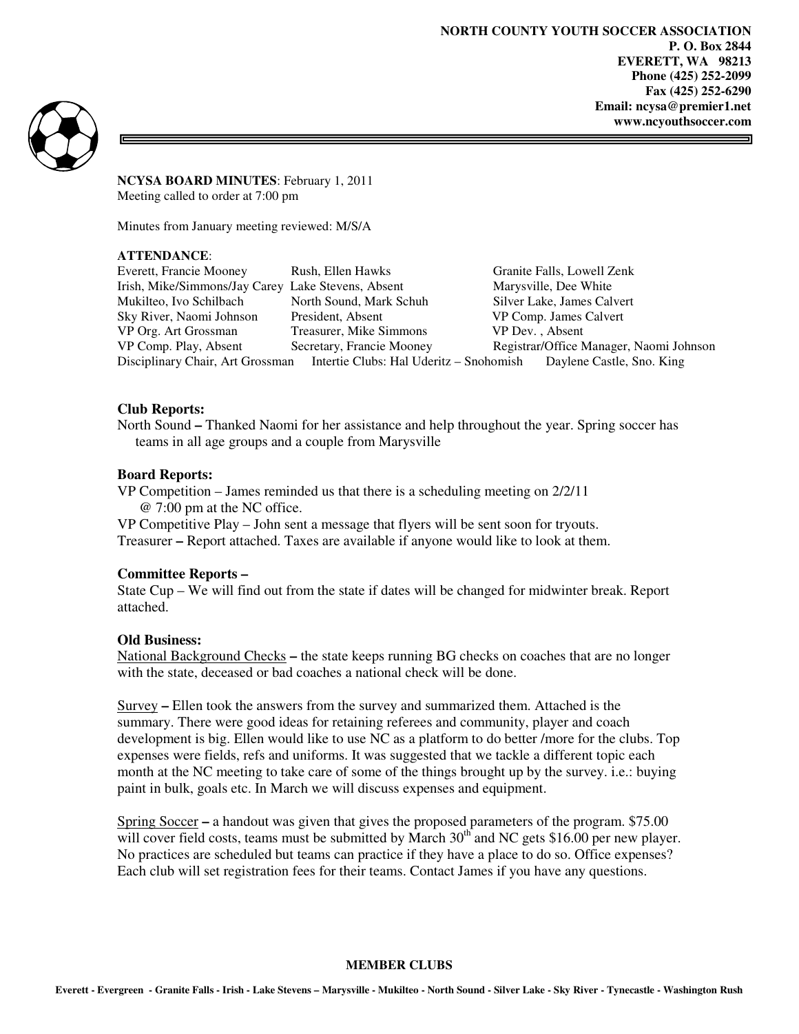**NORTH COUNTY YOUTH SOCCER ASSOCIATION**
**P. O. Box 2844**
**EVERETT, WA 98213**
**Phone (425) 252-2099**
**Fax (425) 252-6290**
**Email: ncysa@premier1.net**
**www.ncyouthsoccer.com**

**NCYSA BOARD MINUTES**: February 1, 2011
Meeting called to order at 7:00 pm

Minutes from January meeting reviewed: M/S/A

**ATTENDANCE**:

| | | |
|---|---|---|
| Everett, Francie Mooney | Rush, Ellen Hawks | Granite Falls, Lowell Zenk |
| Irish, Mike/Simmons/Jay Carey | Lake Stevens, Absent | Marysville, Dee White |
| Mukilteo, Ivo Schilbach | North Sound, Mark Schuh | Silver Lake, James Calvert |
| Sky River, Naomi Johnson | President, Absent | VP Comp. James Calvert |
| VP Org. Art Grossman | Treasurer, Mike Simmons | VP Dev. , Absent |
| VP Comp. Play, Absent | Secretary, Francie Mooney | Registrar/Office Manager, Naomi Johnson |
| Disciplinary Chair, Art Grossman | Intertie Clubs: Hal Uderitz – Snohomish | Daylene Castle, Sno. King |

**Club Reports:**

North Sound **–** Thanked Naomi for her assistance and help throughout the year. Spring soccer has teams in all age groups and a couple from Marysville

**Board Reports:**

VP Competition – James reminded us that there is a scheduling meeting on 2/2/11 @ 7:00 pm at the NC office.

VP Competitive Play – John sent a message that flyers will be sent soon for tryouts.

Treasurer **–** Report attached. Taxes are available if anyone would like to look at them.

**Committee Reports –**

State Cup – We will find out from the state if dates will be changed for midwinter break. Report attached.

**Old Business:**

National Background Checks **–** the state keeps running BG checks on coaches that are no longer with the state, deceased or bad coaches a national check will be done.

Survey **–** Ellen took the answers from the survey and summarized them. Attached is the summary. There were good ideas for retaining referees and community, player and coach development is big. Ellen would like to use NC as a platform to do better /more for the clubs. Top expenses were fields, refs and uniforms. It was suggested that we tackle a different topic each month at the NC meeting to take care of some of the things brought up by the survey. i.e.: buying paint in bulk, goals etc. In March we will discuss expenses and equipment.

Spring Soccer **–** a handout was given that gives the proposed parameters of the program. $75.00 will cover field costs, teams must be submitted by March 30th and NC gets $16.00 per new player. No practices are scheduled but teams can practice if they have a place to do so. Office expenses? Each club will set registration fees for their teams. Contact James if you have any questions.

**MEMBER CLUBS**

**Everett - Evergreen - Granite Falls - Irish - Lake Stevens – Marysville - Mukilteo - North Sound - Silver Lake - Sky River - Tynecastle - Washington Rush**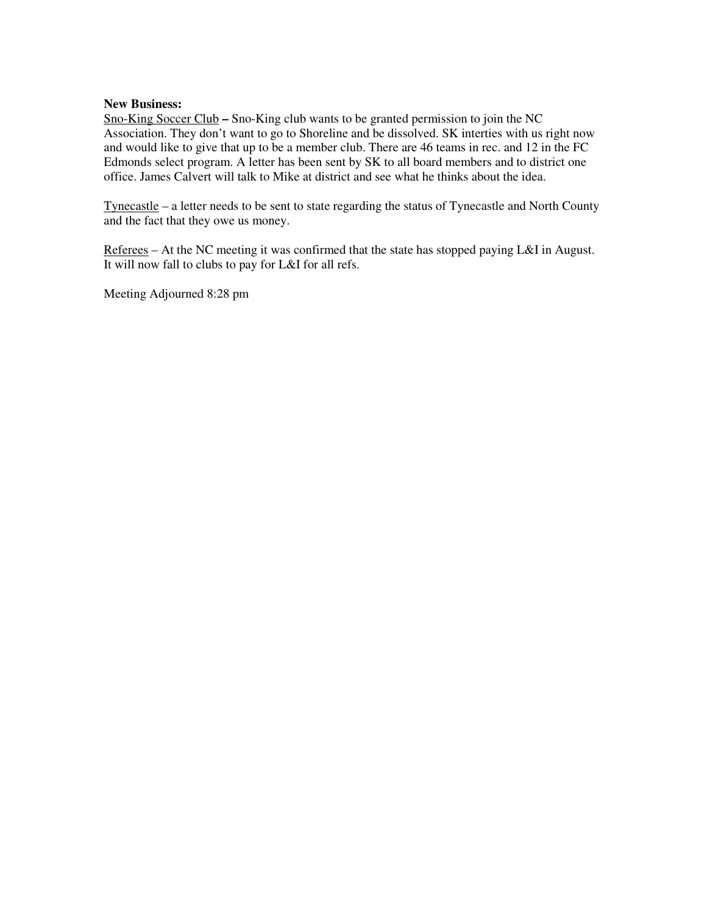**New Business:**

Sno-King Soccer Club **–** Sno-King club wants to be granted permission to join the NC Association. They don't want to go to Shoreline and be dissolved. SK interties with us right now and would like to give that up to be a member club. There are 46 teams in rec. and 12 in the FC Edmonds select program. A letter has been sent by SK to all board members and to district one office. James Calvert will talk to Mike at district and see what he thinks about the idea.

Tynecastle – a letter needs to be sent to state regarding the status of Tynecastle and North County and the fact that they owe us money.

Referees – At the NC meeting it was confirmed that the state has stopped paying L&I in August. It will now fall to clubs to pay for L&I for all refs.

Meeting Adjourned 8:28 pm